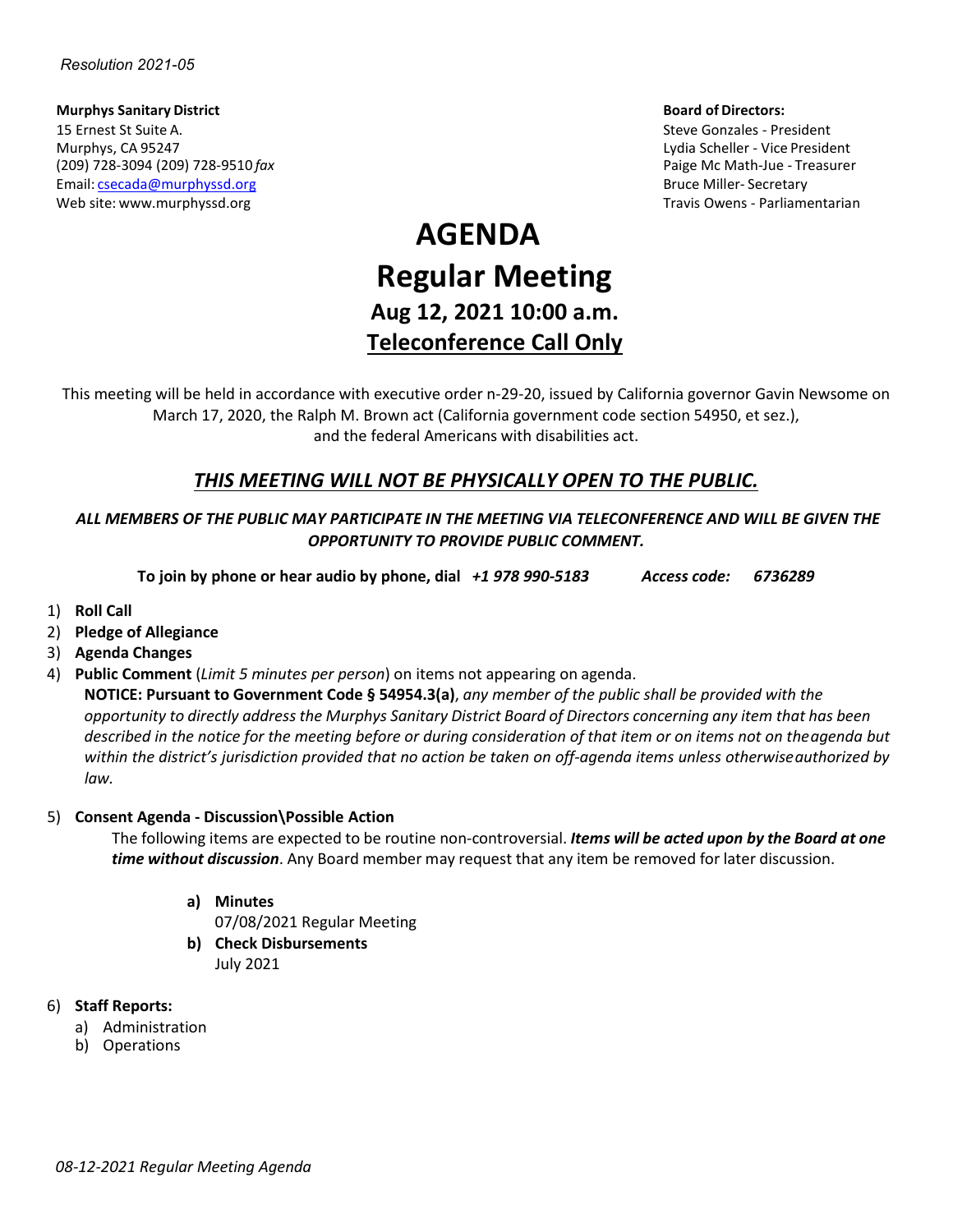*Resolution 2021-05*

**Murphys Sanitary District**
15 Ernest St Suite A.
Murphys, CA 95247
(209) 728-3094 (209) 728-9510 *fax*
Email: csecada@murphyssd.org
Web site: www.murphyssd.org

**Board of Directors:**
Steve Gonzales - President
Lydia Scheller - Vice President
Paige Mc Math-Jue - Treasurer
Bruce Miller- Secretary
Travis Owens - Parliamentarian

# AGENDA

# Regular Meeting

## Aug 12, 2021 10:00 a.m.

## <u>Teleconference Call Only</u>

This meeting will be held in accordance with executive order n-29-20, issued by California governor Gavin Newsome on March 17, 2020, the Ralph M. Brown act (California government code section 54950, et sez.), and the federal Americans with disabilities act.

### <u>*THIS MEETING WILL NOT BE PHYSICALLY OPEN TO THE PUBLIC.*</u>

***ALL MEMBERS OF THE PUBLIC MAY PARTICIPATE IN THE MEETING VIA TELECONFERENCE AND WILL BE GIVEN THE OPPORTUNITY TO PROVIDE PUBLIC COMMENT.***

**To join by phone or hear audio by phone, dial *+1 978 990-5183* *Access code: 6736289***

1) **Roll Call**
2) **Pledge of Allegiance**
3) **Agenda Changes**
4) **Public Comment** (*Limit 5 minutes per person*) on items not appearing on agenda.
   **NOTICE: Pursuant to Government Code § 54954.3(a)**, *any member of the public shall be provided with the opportunity to directly address the Murphys Sanitary District Board of Directors concerning any item that has been described in the notice for the meeting before or during consideration of that item or on items not on the agenda but within the district's jurisdiction provided that no action be taken on off-agenda items unless otherwise authorized by law.*

5) **Consent Agenda - Discussion\Possible Action**
   The following items are expected to be routine non-controversial. ***Items will be acted upon by the Board at one time without discussion***. Any Board member may request that any item be removed for later discussion.

   a) **Minutes**
      07/08/2021 Regular Meeting
   b) **Check Disbursements**
      July 2021

6) **Staff Reports:**
   a) Administration
   b) Operations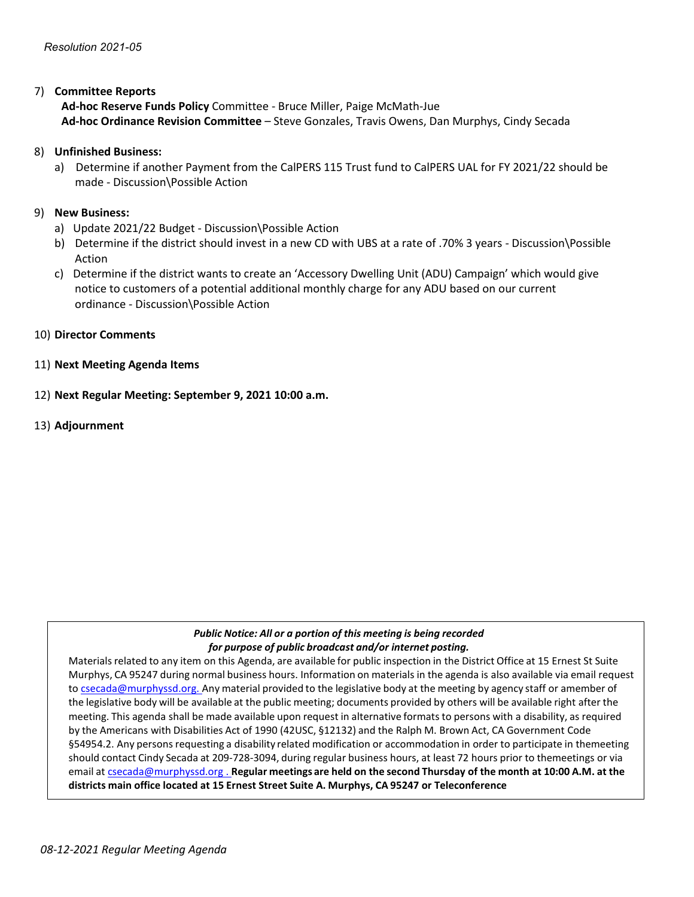7) **Committee Reports**

**Ad-hoc Reserve Funds Policy** Committee - Bruce Miller, Paige McMath-Jue
**Ad-hoc Ordinance Revision Committee** – Steve Gonzales, Travis Owens, Dan Murphys, Cindy Secada

8) **Unfinished Business:**

a) Determine if another Payment from the CalPERS 115 Trust fund to CalPERS UAL for FY 2021/22 should be made - Discussion\Possible Action

9) **New Business:**

a) Update 2021/22 Budget - Discussion\Possible Action
b) Determine if the district should invest in a new CD with UBS at a rate of .70% 3 years - Discussion\Possible Action
c) Determine if the district wants to create an 'Accessory Dwelling Unit (ADU) Campaign' which would give notice to customers of a potential additional monthly charge for any ADU based on our current ordinance - Discussion\Possible Action

10) **Director Comments**

11) **Next Meeting Agenda Items**

12) **Next Regular Meeting: September 9, 2021 10:00 a.m.**

13) **Adjournment**

***Public Notice: All or a portion of this meeting is being recorded for purpose of public broadcast and/or internet posting.***

Materials related to any item on this Agenda, are available for public inspection in the District Office at 15 Ernest St Suite Murphys, CA 95247 during normal business hours. Information on materials in the agenda is also available via email request to csecada@murphyssd.org. Any material provided to the legislative body at the meeting by agency staff or amember of the legislative body will be available at the public meeting; documents provided by others will be available right after the meeting. This agenda shall be made available upon request in alternative formats to persons with a disability, as required by the Americans with Disabilities Act of 1990 (42USC, §12132) and the Ralph M. Brown Act, CA Government Code §54954.2. Any persons requesting a disability related modification or accommodation in order to participate in themeeting should contact Cindy Secada at 209-728-3094, during regular business hours, at least 72 hours prior to themeetings or via email at csecada@murphyssd.org . **Regular meetings are held on the second Thursday of the month at 10:00 A.M. at the districts main office located at 15 Ernest Street Suite A. Murphys, CA 95247 or Teleconference**